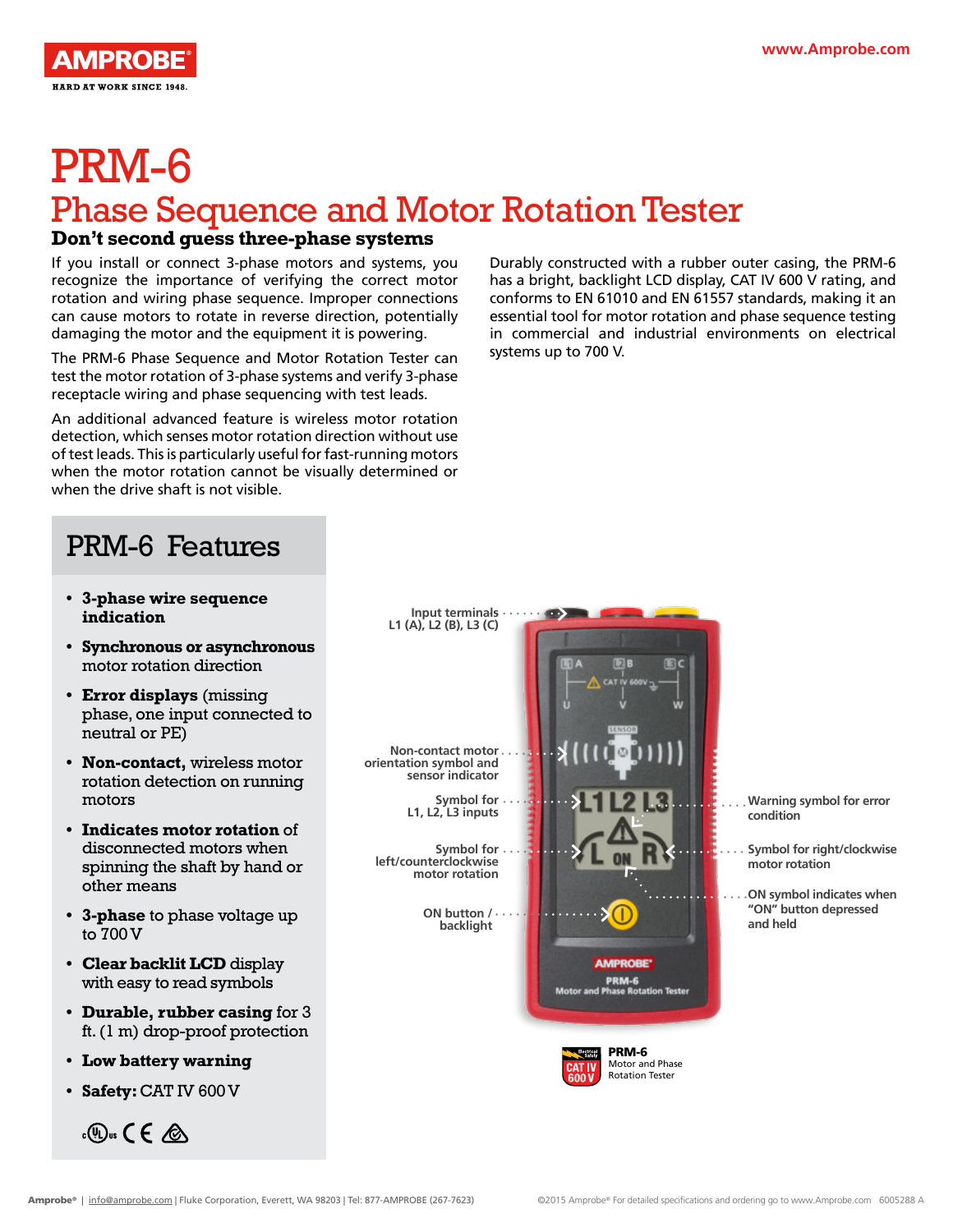# PRM-6

## Phase Sequence and Motor Rotation Tester

### Don't second guess three-phase systems

If you install or connect 3-phase motors and systems, you recognize the importance of verifying the correct motor rotation and wiring phase sequence. Improper connections can cause motors to rotate in reverse direction, potentially damaging the motor and the equipment it is powering.

The PRM-6 Phase Sequence and Motor Rotation Tester can test the motor rotation of 3-phase systems and verify 3-phase receptacle wiring and phase sequencing with test leads.

An additional advanced feature is wireless motor rotation detection, which senses motor rotation direction without use of test leads. This is particularly useful for fast-running motors when the motor rotation cannot be visually determined or when the drive shaft is not visible.

Durably constructed with a rubber outer casing, the PRM-6 has a bright, backlight LCD display, CAT IV 600 V rating, and conforms to EN 61010 and EN 61557 standards, making it an essential tool for motor rotation and phase sequence testing in commercial and industrial environments on electrical systems up to 700 V.

## PRM-6 Features

- **3-phase wire sequence indication**
- **Synchronous or asynchronous** motor rotation direction
- **Error displays** (missing phase, one input connected to neutral or PE)
- **Non-contact,** wireless motor rotation detection on running motors
- **Indicates motor rotation** of disconnected motors when spinning the shaft by hand or other means
- **3-phase** to phase voltage up to 700 V
- **Clear backlit LCD** display with easy to read symbols
- **Durable, rubber casing** for 3 ft. (1 m) drop-proof protection
- **Low battery warning**
- **Safety:** CAT IV 600 V

Input terminals L1 (A), L2 (B), L3 (C)

Non-contact motor orientation symbol and sensor indicator

Symbol for L1, L2, L3 inputs

Symbol for left/counterclockwise motor rotation

ON button / backlight

Warning symbol for error condition

Symbol for right/clockwise motor rotation

ON symbol indicates when "ON" button depressed and held

**PRM-6**
Motor and Phase Rotation Tester

Amprobe® | info@amprobe.com | Fluke Corporation, Everett, WA 98203 | Tel: 877-AMPROBE (267-7623)

©2015 Amprobe® For detailed specifications and ordering go to www.Amprobe.com 6005288 A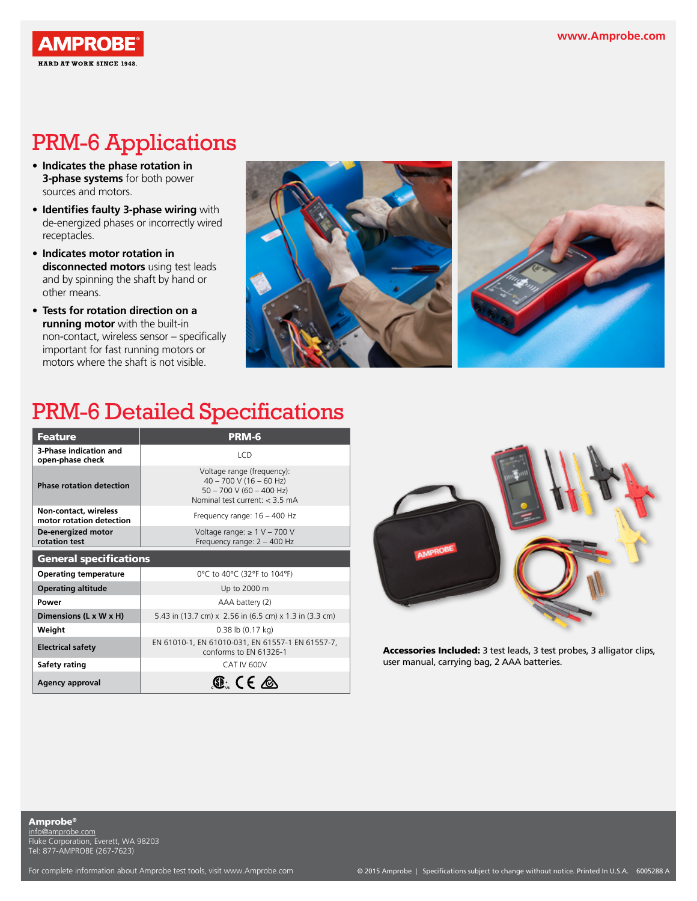## PRM-6 Applications

- **Indicates the phase rotation in 3-phase systems** for both power sources and motors.
- **Identifies faulty 3-phase wiring** with de-energized phases or incorrectly wired receptacles.
- **Indicates motor rotation in disconnected motors** using test leads and by spinning the shaft by hand or other means.
- **Tests for rotation direction on a running motor** with the built-in non-contact, wireless sensor – specifically important for fast running motors or motors where the shaft is not visible.

## PRM-6 Detailed Specifications

| Feature | PRM-6 |
|---|---|
| **3-Phase indication and open-phase check** | LCD |
| **Phase rotation detection** | Voltage range (frequency): 40 – 700 V (16 – 60 Hz) 50 – 700 V (60 – 400 Hz) Nominal test current: < 3.5 mA |
| **Non-contact, wireless motor rotation detection** | Frequency range: 16 – 400 Hz |
| **De-energized motor rotation test** | Voltage range: ≥ 1 V – 700 V Frequency range: 2 – 400 Hz |
| **General specifications** | |
| **Operating temperature** | 0°C to 40°C (32°F to 104°F) |
| **Operating altitude** | Up to 2000 m |
| **Power** | AAA battery (2) |
| **Dimensions (L x W x H)** | 5.43 in (13.7 cm) x 2.56 in (6.5 cm) x 1.3 in (3.3 cm) |
| **Weight** | 0.38 lb (0.17 kg) |
| **Electrical safety** | EN 61010-1, EN 61010-031, EN 61557-1 EN 61557-7, conforms to EN 61326-1 |
| **Safety rating** | CAT IV 600V |
| **Agency approval** | CSA, CE, (C-tick) |

**Accessories Included:** 3 test leads, 3 test probes, 3 alligator clips, user manual, carrying bag, 2 AAA batteries.

**Amprobe®**
info@amprobe.com
Fluke Corporation, Everett, WA 98203
Tel: 877-AMPROBE (267-7623)

For complete information about Amprobe test tools, visit www.Amprobe.com

© 2015 Amprobe | Specifications subject to change without notice. Printed In U.S.A. 6005288 A